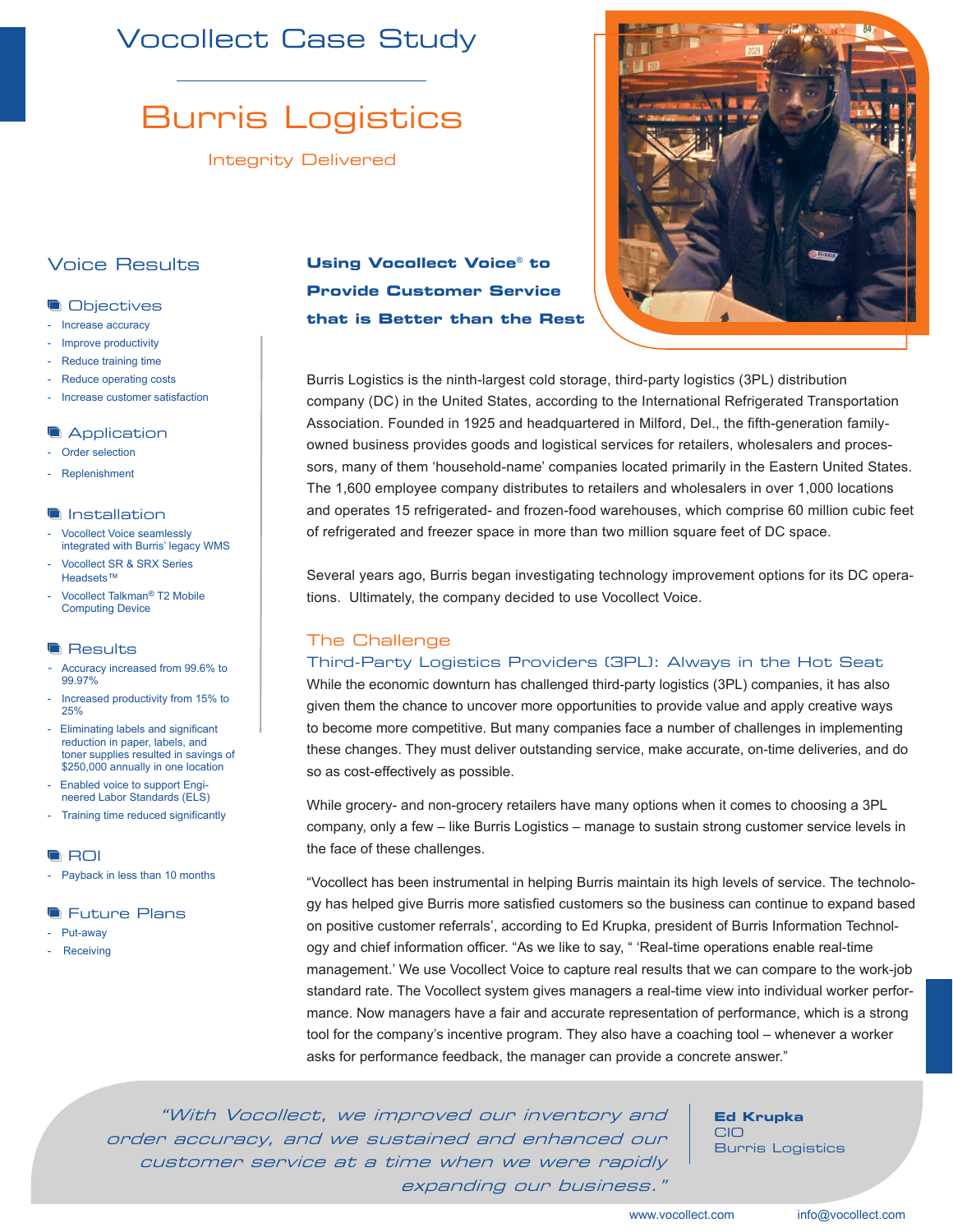# Vocollect Case Study

# Burris Logistics

Integrity Delivered

## Voice Results

### Objectives

- Increase accuracy
- Improve productivity
- Reduce training time
- Reduce operating costs
- Increase customer satisfaction

### Application

- Order selection
- Replenishment

### Installation

- Vocollect Voice seamlessly integrated with Burris' legacy WMS
- Vocollect SR & SRX Series Headsets™
- Vocollect Talkman® T2 Mobile Computing Device

### Results

- Accuracy increased from 99.6% to 99.97%
- Increased productivity from 15% to 25%
- Eliminating labels and significant reduction in paper, labels, and toner supplies resulted in savings of $250,000 annually in one location
- Enabled voice to support Engineered Labor Standards (ELS)
- Training time reduced significantly

### ROI

- Payback in less than 10 months

### Future Plans

- Put-away
- Receiving

## Using Vocollect Voice® to Provide Customer Service that is Better than the Rest

Burris Logistics is the ninth-largest cold storage, third-party logistics (3PL) distribution company (DC) in the United States, according to the International Refrigerated Transportation Association. Founded in 1925 and headquartered in Milford, Del., the fifth-generation family-owned business provides goods and logistical services for retailers, wholesalers and processors, many of them 'household-name' companies located primarily in the Eastern United States. The 1,600 employee company distributes to retailers and wholesalers in over 1,000 locations and operates 15 refrigerated- and frozen-food warehouses, which comprise 60 million cubic feet of refrigerated and freezer space in more than two million square feet of DC space.

Several years ago, Burris began investigating technology improvement options for its DC operations. Ultimately, the company decided to use Vocollect Voice.

## The Challenge

### Third-Party Logistics Providers (3PL): Always in the Hot Seat

While the economic downturn has challenged third-party logistics (3PL) companies, it has also given them the chance to uncover more opportunities to provide value and apply creative ways to become more competitive. But many companies face a number of challenges in implementing these changes. They must deliver outstanding service, make accurate, on-time deliveries, and do so as cost-effectively as possible.

While grocery- and non-grocery retailers have many options when it comes to choosing a 3PL company, only a few – like Burris Logistics – manage to sustain strong customer service levels in the face of these challenges.

"Vocollect has been instrumental in helping Burris maintain its high levels of service. The technology has helped give Burris more satisfied customers so the business can continue to expand based on positive customer referrals', according to Ed Krupka, president of Burris Information Technology and chief information officer. "As we like to say, " 'Real-time operations enable real-time management.' We use Vocollect Voice to capture real results that we can compare to the work-job standard rate. The Vocollect system gives managers a real-time view into individual worker performance. Now managers have a fair and accurate representation of performance, which is a strong tool for the company's incentive program. They also have a coaching tool – whenever a worker asks for performance feedback, the manager can provide a concrete answer."

> *"With Vocollect, we improved our inventory and order accuracy, and we sustained and enhanced our customer service at a time when we were rapidly expanding our business."*
>
> **Ed Krupka**
> CIO
> Burris Logistics

www.vocollect.com info@vocollect.com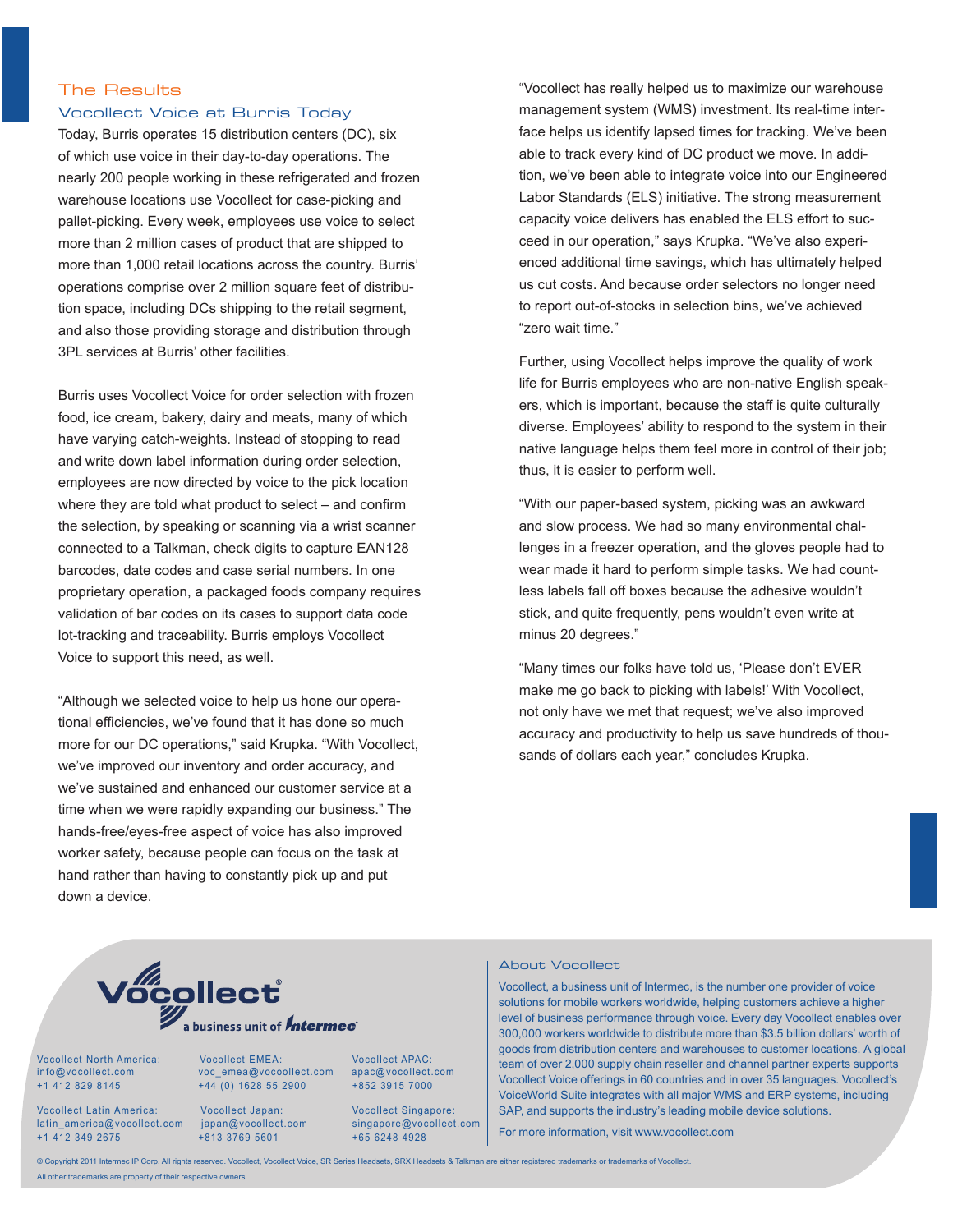## The Results

### Vocollect Voice at Burris Today

Today, Burris operates 15 distribution centers (DC), six of which use voice in their day-to-day operations. The nearly 200 people working in these refrigerated and frozen warehouse locations use Vocollect for case-picking and pallet-picking. Every week, employees use voice to select more than 2 million cases of product that are shipped to more than 1,000 retail locations across the country. Burris' operations comprise over 2 million square feet of distribution space, including DCs shipping to the retail segment, and also those providing storage and distribution through 3PL services at Burris' other facilities.

Burris uses Vocollect Voice for order selection with frozen food, ice cream, bakery, dairy and meats, many of which have varying catch-weights. Instead of stopping to read and write down label information during order selection, employees are now directed by voice to the pick location where they are told what product to select – and confirm the selection, by speaking or scanning via a wrist scanner connected to a Talkman, check digits to capture EAN128 barcodes, date codes and case serial numbers. In one proprietary operation, a packaged foods company requires validation of bar codes on its cases to support data code lot-tracking and traceability. Burris employs Vocollect Voice to support this need, as well.

"Although we selected voice to help us hone our operational efficiencies, we've found that it has done so much more for our DC operations," said Krupka. "With Vocollect, we've improved our inventory and order accuracy, and we've sustained and enhanced our customer service at a time when we were rapidly expanding our business." The hands-free/eyes-free aspect of voice has also improved worker safety, because people can focus on the task at hand rather than having to constantly pick up and put down a device.

"Vocollect has really helped us to maximize our warehouse management system (WMS) investment. Its real-time interface helps us identify lapsed times for tracking. We've been able to track every kind of DC product we move. In addition, we've been able to integrate voice into our Engineered Labor Standards (ELS) initiative. The strong measurement capacity voice delivers has enabled the ELS effort to succeed in our operation," says Krupka. "We've also experienced additional time savings, which has ultimately helped us cut costs. And because order selectors no longer need to report out-of-stocks in selection bins, we've achieved "zero wait time."

Further, using Vocollect helps improve the quality of work life for Burris employees who are non-native English speakers, which is important, because the staff is quite culturally diverse. Employees' ability to respond to the system in their native language helps them feel more in control of their job; thus, it is easier to perform well.

"With our paper-based system, picking was an awkward and slow process. We had so many environmental challenges in a freezer operation, and the gloves people had to wear made it hard to perform simple tasks. We had countless labels fall off boxes because the adhesive wouldn't stick, and quite frequently, pens wouldn't even write at minus 20 degrees."

"Many times our folks have told us, 'Please don't EVER make me go back to picking with labels!' With Vocollect, not only have we met that request; we've also improved accuracy and productivity to help us save hundreds of thousands of dollars each year," concludes Krupka.

Vocollect®
a business unit of Intermec®

Vocollect North America:
info@vocollect.com
+1 412 829 8145

Vocollect EMEA:
voc_emea@vocoollect.com
+44 (0) 1628 55 2900

Vocollect APAC:
apac@vocollect.com
+852 3915 7000

Vocollect Latin America:
latin_america@vocollect.com
+1 412 349 2675

Vocollect Japan:
japan@vocollect.com
+813 3769 5601

Vocollect Singapore:
singapore@vocollect.com
+65 6248 4928

### About Vocollect

Vocollect, a business unit of Intermec, is the number one provider of voice solutions for mobile workers worldwide, helping customers achieve a higher level of business performance through voice. Every day Vocollect enables over 300,000 workers worldwide to distribute more than $3.5 billion dollars' worth of goods from distribution centers and warehouses to customer locations. A global team of over 2,000 supply chain reseller and channel partner experts supports Vocollect Voice offerings in 60 countries and in over 35 languages. Vocollect's VoiceWorld Suite integrates with all major WMS and ERP systems, including SAP, and supports the industry's leading mobile device solutions.

For more information, visit www.vocollect.com

© Copyright 2011 Intermec IP Corp. All rights reserved. Vocollect, Vocollect Voice, SR Series Headsets, SRX Headsets & Talkman are either registered trademarks or trademarks of Vocollect.
All other trademarks are property of their respective owners.